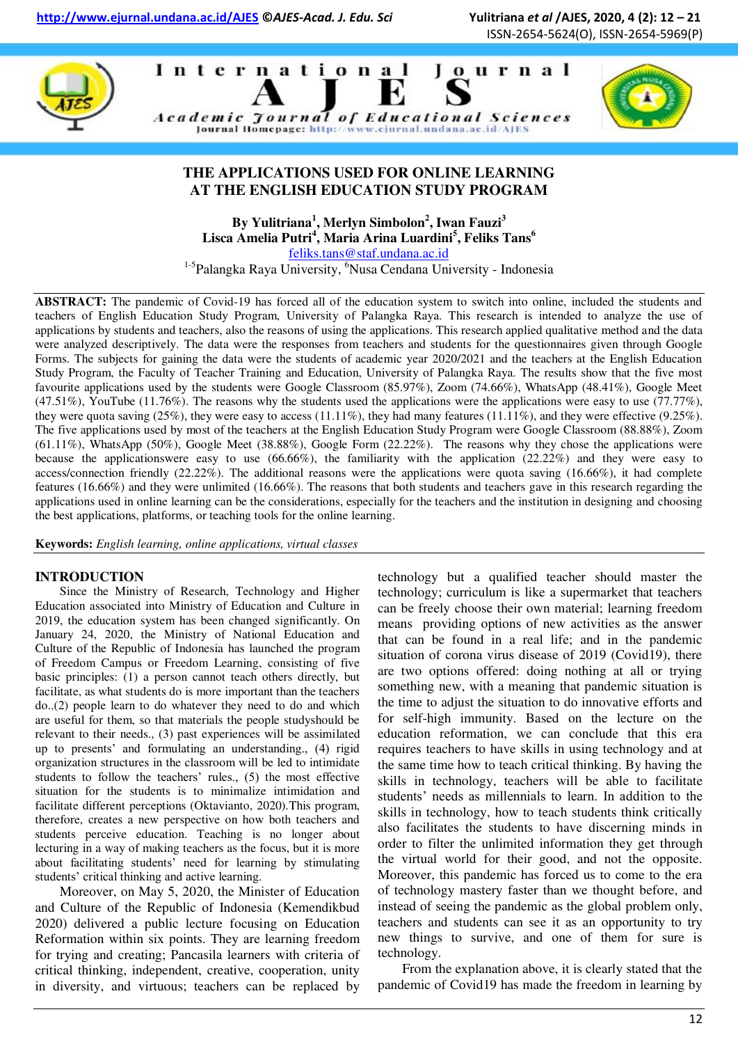# THE APPLICATIONS USED FOR ONLINE LEARNING AT THE ENGLISH EDUCATION STUDY PROGRAM

**By Yulitriana[1], Merlyn Simbolon[2], Iwan Fauzi[3] Lisca Amelia Putri[4], Maria Arina Luardini[5], Feliks Tans[6]**

feliks.tans@staf.undana.ac.id

[1-5]Palangka Raya University, [6]Nusa Cendana University - Indonesia

**ABSTRACT:** The pandemic of Covid-19 has forced all of the education system to switch into online, included the students and teachers of English Education Study Program, University of Palangka Raya. This research is intended to analyze the use of applications by students and teachers, also the reasons of using the applications. This research applied qualitative method and the data were analyzed descriptively. The data were the responses from teachers and students for the questionnaires given through Google Forms. The subjects for gaining the data were the students of academic year 2020/2021 and the teachers at the English Education Study Program, the Faculty of Teacher Training and Education, University of Palangka Raya. The results show that the five most favourite applications used by the students were Google Classroom (85.97%), Zoom (74.66%), WhatsApp (48.41%), Google Meet (47.51%), YouTube (11.76%). The reasons why the students used the applications were the applications were easy to use (77.77%), they were quota saving (25%), they were easy to access (11.11%), they had many features (11.11%), and they were effective (9.25%). The five applications used by most of the teachers at the English Education Study Program were Google Classroom (88.88%), Zoom (61.11%), WhatsApp (50%), Google Meet (38.88%), Google Form (22.22%). The reasons why they chose the applications were because the applicationswere easy to use (66.66%), the familiarity with the application (22.22%) and they were easy to access/connection friendly (22.22%). The additional reasons were the applications were quota saving (16.66%), it had complete features (16.66%) and they were unlimited (16.66%). The reasons that both students and teachers gave in this research regarding the applications used in online learning can be the considerations, especially for the teachers and the institution in designing and choosing the best applications, platforms, or teaching tools for the online learning.

**Keywords:** *English learning, online applications, virtual classes*

## INTRODUCTION

Since the Ministry of Research, Technology and Higher Education associated into Ministry of Education and Culture in 2019, the education system has been changed significantly. On January 24, 2020, the Ministry of National Education and Culture of the Republic of Indonesia has launched the program of Freedom Campus or Freedom Learning, consisting of five basic principles: (1) a person cannot teach others directly, but facilitate, as what students do is more important than the teachers do.,(2) people learn to do whatever they need to do and which are useful for them, so that materials the people studyshould be relevant to their needs., (3) past experiences will be assimilated up to presents' and formulating an understanding., (4) rigid organization structures in the classroom will be led to intimidate students to follow the teachers' rules., (5) the most effective situation for the students is to minimalize intimidation and facilitate different perceptions (Oktavianto, 2020).This program, therefore, creates a new perspective on how both teachers and students perceive education. Teaching is no longer about lecturing in a way of making teachers as the focus, but it is more about facilitating students' need for learning by stimulating students' critical thinking and active learning.

Moreover, on May 5, 2020, the Minister of Education and Culture of the Republic of Indonesia (Kemendikbud 2020) delivered a public lecture focusing on Education Reformation within six points. They are learning freedom for trying and creating; Pancasila learners with criteria of critical thinking, independent, creative, cooperation, unity in diversity, and virtuous; teachers can be replaced by technology but a qualified teacher should master the technology; curriculum is like a supermarket that teachers can be freely choose their own material; learning freedom means providing options of new activities as the answer that can be found in a real life; and in the pandemic situation of corona virus disease of 2019 (Covid19), there are two options offered: doing nothing at all or trying something new, with a meaning that pandemic situation is the time to adjust the situation to do innovative efforts and for self-high immunity. Based on the lecture on the education reformation, we can conclude that this era requires teachers to have skills in using technology and at the same time how to teach critical thinking. By having the skills in technology, teachers will be able to facilitate students' needs as millennials to learn. In addition to the skills in technology, how to teach students think critically also facilitates the students to have discerning minds in order to filter the unlimited information they get through the virtual world for their good, and not the opposite. Moreover, this pandemic has forced us to come to the era of technology mastery faster than we thought before, and instead of seeing the pandemic as the global problem only, teachers and students can see it as an opportunity to try new things to survive, and one of them for sure is technology.

From the explanation above, it is clearly stated that the pandemic of Covid19 has made the freedom in learning by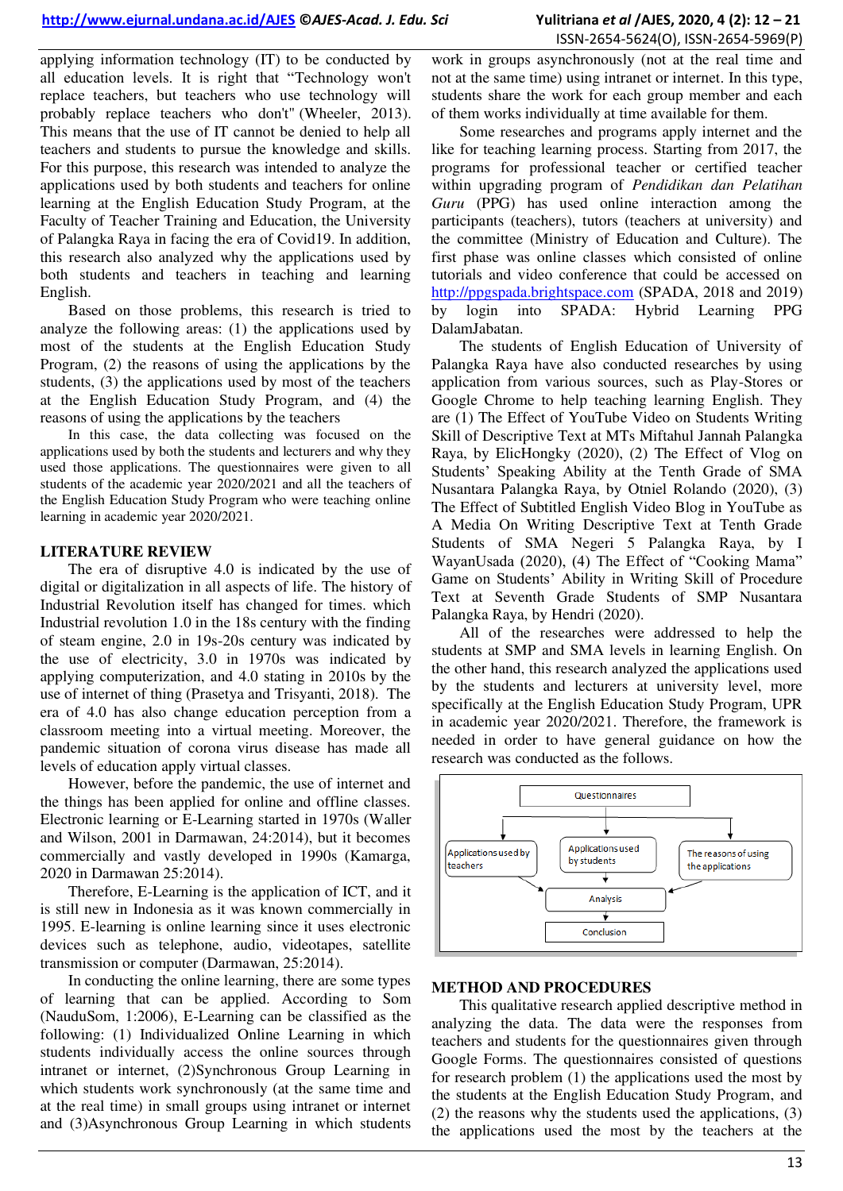applying information technology (IT) to be conducted by all education levels. It is right that "Technology won't replace teachers, but teachers who use technology will probably replace teachers who don't" (Wheeler, 2013). This means that the use of IT cannot be denied to help all teachers and students to pursue the knowledge and skills. For this purpose, this research was intended to analyze the applications used by both students and teachers for online learning at the English Education Study Program, at the Faculty of Teacher Training and Education, the University of Palangka Raya in facing the era of Covid19. In addition, this research also analyzed why the applications used by both students and teachers in teaching and learning English.

Based on those problems, this research is tried to analyze the following areas: (1) the applications used by most of the students at the English Education Study Program, (2) the reasons of using the applications by the students, (3) the applications used by most of the teachers at the English Education Study Program, and (4) the reasons of using the applications by the teachers

In this case, the data collecting was focused on the applications used by both the students and lecturers and why they used those applications. The questionnaires were given to all students of the academic year 2020/2021 and all the teachers of the English Education Study Program who were teaching online learning in academic year 2020/2021.

## LITERATURE REVIEW

The era of disruptive 4.0 is indicated by the use of digital or digitalization in all aspects of life. The history of Industrial Revolution itself has changed for times. which Industrial revolution 1.0 in the 18s century with the finding of steam engine, 2.0 in 19s-20s century was indicated by the use of electricity, 3.0 in 1970s was indicated by applying computerization, and 4.0 stating in 2010s by the use of internet of thing (Prasetya and Trisyanti, 2018). The era of 4.0 has also change education perception from a classroom meeting into a virtual meeting. Moreover, the pandemic situation of corona virus disease has made all levels of education apply virtual classes.

However, before the pandemic, the use of internet and the things has been applied for online and offline classes. Electronic learning or E-Learning started in 1970s (Waller and Wilson, 2001 in Darmawan, 24:2014), but it becomes commercially and vastly developed in 1990s (Kamarga, 2020 in Darmawan 25:2014).

Therefore, E-Learning is the application of ICT, and it is still new in Indonesia as it was known commercially in 1995. E-learning is online learning since it uses electronic devices such as telephone, audio, videotapes, satellite transmission or computer (Darmawan, 25:2014).

In conducting the online learning, there are some types of learning that can be applied. According to Som (NauduSom, 1:2006), E-Learning can be classified as the following: (1) Individualized Online Learning in which students individually access the online sources through intranet or internet, (2)Synchronous Group Learning in which students work synchronously (at the same time and at the real time) in small groups using intranet or internet and (3)Asynchronous Group Learning in which students work in groups asynchronously (not at the real time and not at the same time) using intranet or internet. In this type, students share the work for each group member and each of them works individually at time available for them.

Some researches and programs apply internet and the like for teaching learning process. Starting from 2017, the programs for professional teacher or certified teacher within upgrading program of *Pendidikan dan Pelatihan Guru* (PPG) has used online interaction among the participants (teachers), tutors (teachers at university) and the committee (Ministry of Education and Culture). The first phase was online classes which consisted of online tutorials and video conference that could be accessed on http://ppgspada.brightspace.com (SPADA, 2018 and 2019) by login into SPADA: Hybrid Learning PPG DalamJabatan.

The students of English Education of University of Palangka Raya have also conducted researches by using application from various sources, such as Play-Stores or Google Chrome to help teaching learning English. They are (1) The Effect of YouTube Video on Students Writing Skill of Descriptive Text at MTs Miftahul Jannah Palangka Raya, by ElicHongky (2020), (2) The Effect of Vlog on Students' Speaking Ability at the Tenth Grade of SMA Nusantara Palangka Raya, by Otniel Rolando (2020), (3) The Effect of Subtitled English Video Blog in YouTube as A Media On Writing Descriptive Text at Tenth Grade Students of SMA Negeri 5 Palangka Raya, by I WayanUsada (2020), (4) The Effect of "Cooking Mama" Game on Students' Ability in Writing Skill of Procedure Text at Seventh Grade Students of SMP Nusantara Palangka Raya, by Hendri (2020).

All of the researches were addressed to help the students at SMP and SMA levels in learning English. On the other hand, this research analyzed the applications used by the students and lecturers at university level, more specifically at the English Education Study Program, UPR in academic year 2020/2021. Therefore, the framework is needed in order to have general guidance on how the research was conducted as the follows.

```
                    Questionnaires
        ┌────────────────┼────────────────┐
Applications used   Applications used   The reasons of using
by teachers         by students         the applications
        └────────────────┼────────────────┘
                      Analysis
                         │
                     Conclusion
```

## METHOD AND PROCEDURES

This qualitative research applied descriptive method in analyzing the data. The data were the responses from teachers and students for the questionnaires given through Google Forms. The questionnaires consisted of questions for research problem (1) the applications used the most by the students at the English Education Study Program, (2) the reasons why the students used the applications, (3) the applications used the most by the teachers at the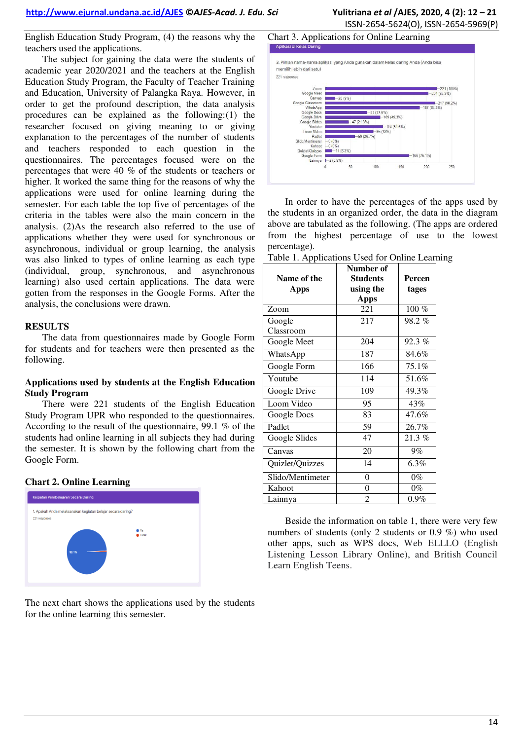English Education Study Program, (4) the reasons why the teachers used the applications.

The subject for gaining the data were the students of academic year 2020/2021 and the teachers at the English Education Study Program, the Faculty of Teacher Training and Education, University of Palangka Raya. However, in order to get the profound description, the data analysis procedures can be explained as the following:(1) the researcher focused on giving meaning to or giving explanation to the percentages of the number of students and teachers responded to each question in the questionnaires. The percentages focused were on the percentages that were 40 % of the students or teachers or higher. It worked the same thing for the reasons of why the applications were used for online learning during the semester. For each table the top five of percentages of the criteria in the tables were also the main concern in the analysis. (2)As the research also referred to the use of applications whether they were used for synchronous or asynchronous, individual or group learning, the analysis was also linked to types of online learning as each type (individual, group, synchronous, and asynchronous learning) also used certain applications. The data were gotten from the responses in the Google Forms. After the analysis, the conclusions were drawn.

## RESULTS

The data from questionnaires made by Google Form for students and for teachers were then presented as the following.

### Applications used by students at the English Education Study Program

There were 221 students of the English Education Study Program UPR who responded to the questionnaires. According to the result of the questionnaire, 99.1 % of the students had online learning in all subjects they had during the semester. It is shown by the following chart from the Google Form.

**Chart 2. Online Learning**

The next chart shows the applications used by the students for the online learning this semester.

Chart 3. Applications for Online Learning

In order to have the percentages of the apps used by the students in an organized order, the data in the diagram above are tabulated as the following. (The apps are ordered from the highest percentage of use to the lowest percentage).

Table 1. Applications Used for Online Learning

| Name of the Apps | Number of Students using the Apps | Percentages |
|---|---|---|
| Zoom | 221 | 100 % |
| Google Classroom | 217 | 98.2 % |
| Google Meet | 204 | 92.3 % |
| WhatsApp | 187 | 84.6% |
| Google Form | 166 | 75.1% |
| Youtube | 114 | 51.6% |
| Google Drive | 109 | 49.3% |
| Loom Video | 95 | 43% |
| Google Docs | 83 | 47.6% |
| Padlet | 59 | 26.7% |
| Google Slides | 47 | 21.3 % |
| Canvas | 20 | 9% |
| Quizlet/Quizzes | 14 | 6.3% |
| Slido/Mentimeter | 0 | 0% |
| Kahoot | 0 | 0% |
| Lainnya | 2 | 0.9% |

Beside the information on table 1, there were very few numbers of students (only 2 students or 0.9 %) who used other apps, such as WPS docs, Web ELLLO (English Listening Lesson Library Online), and British Council Learn English Teens.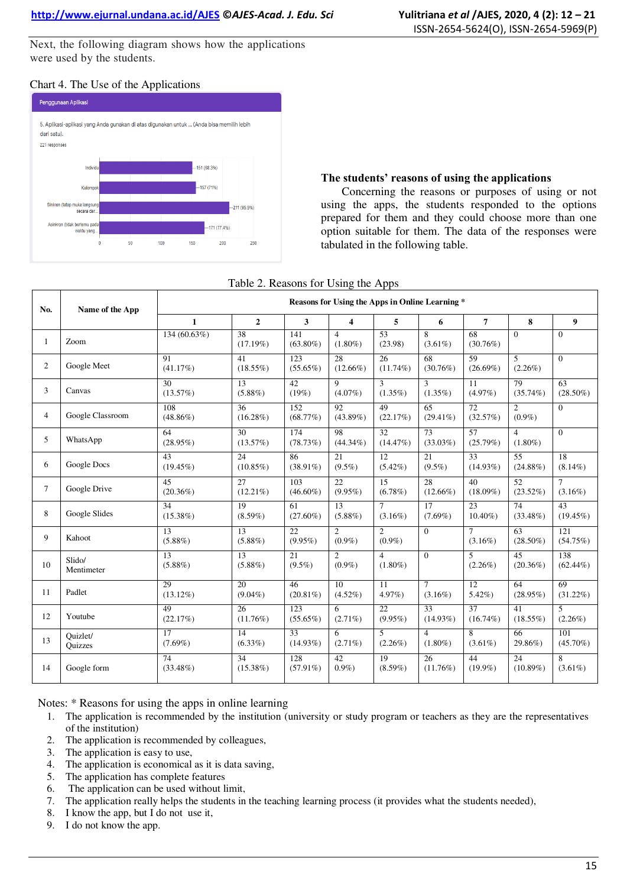Next, the following diagram shows how the applications were used by the students.

Chart 4. The Use of the Applications

Penggunaan Aplikasi

5. Aplikasi-aplikasi yang Anda gunakan di atas digunakan untuk ... (Anda bisa memilih lebih dari satu).
221 responses

| Category | Responses |
|---|---|
| Individu | 151 (68.3%) |
| Kelompok | 157 (71%) |
| Sinkron (tatap muka langsung secara dar... | 211 (95.5%) |
| Asinkron (tidak bertemu pada waktu yang... | 171 (77.4%) |

### The students' reasons of using the applications

Concerning the reasons or purposes of using or not using the apps, the students responded to the options prepared for them and they could choose more than one option suitable for them. The data of the responses were tabulated in the following table.

Table 2. Reasons for Using the Apps

| No. | Name of the App | Reasons for Using the Apps in Online Learning * | | | | | | | | |
|---|---|---|---|---|---|---|---|---|---|---|
| | | 1 | 2 | 3 | 4 | 5 | 6 | 7 | 8 | 9 |
| 1 | Zoom | 134 (60.63%) | 38 (17.19%) | 141 (63.80%) | 4 (1.80%) | 53 (23.98) | 8 (3.61%) | 68 (30.76%) | 0 | 0 |
| 2 | Google Meet | 91 (41.17%) | 41 (18.55%) | 123 (55.65%) | 28 (12.66%) | 26 (11.74%) | 68 (30.76%) | 59 (26.69%) | 5 (2.26%) | 0 |
| 3 | Canvas | 30 (13.57%) | 13 (5.88%) | 42 (19%) | 9 (4.07%) | 3 (1.35%) | 3 (1.35%) | 11 (4.97%) | 79 (35.74%) | 63 (28.50%) |
| 4 | Google Classroom | 108 (48.86%) | 36 (16.28%) | 152 (68.77%) | 92 (43.89%) | 49 (22.17%) | 65 (29.41%) | 72 (32.57%) | 2 (0.9%) | 0 |
| 5 | WhatsApp | 64 (28.95%) | 30 (13.57%) | 174 (78.73%) | 98 (44.34%) | 32 (14.47%) | 73 (33.03%) | 57 (25.79%) | 4 (1.80%) | 0 |
| 6 | Google Docs | 43 (19.45%) | 24 (10.85%) | 86 (38.91%) | 21 (9.5%) | 12 (5.42%) | 21 (9.5%) | 33 (14.93%) | 55 (24.88%) | 18 (8.14%) |
| 7 | Google Drive | 45 (20.36%) | 27 (12.21%) | 103 (46.60%) | 22 (9.95%) | 15 (6.78%) | 28 (12.66%) | 40 (18.09%) | 52 (23.52%) | 7 (3.16%) |
| 8 | Google Slides | 34 (15.38%) | 19 (8.59%) | 61 (27.60%) | 13 (5.88%) | 7 (3.16%) | 17 (7.69%) | 23 10.40%) | 74 (33.48%) | 43 (19.45%) |
| 9 | Kahoot | 13 (5.88%) | 13 (5.88%) | 22 (9.95%) | 2 (0.9%) | 2 (0.9%) | 0 | 7 (3.16%) | 63 (28.50%) | 121 (54.75%) |
| 10 | Slido/ Mentimeter | 13 (5.88%) | 13 (5.88%) | 21 (9.5%) | 2 (0.9%) | 4 (1.80%) | 0 | 5 (2.26%) | 45 (20.36%) | 138 (62.44%) |
| 11 | Padlet | 29 (13.12%) | 20 (9.04%) | 46 (20.81%) | 10 (4.52%) | 11 4.97%) | 7 (3.16%) | 12 5.42%) | 64 (28.95%) | 69 (31.22%) |
| 12 | Youtube | 49 (22.17%) | 26 (11.76%) | 123 (55.65%) | 6 (2.71%) | 22 (9.95%) | 33 (14.93%) | 37 (16.74%) | 41 (18.55%) | 5 (2.26%) |
| 13 | Quizlet/ Quizzes | 17 (7.69%) | 14 (6.33%) | 33 (14.93%) | 6 (2.71%) | 5 (2.26%) | 4 (1.80%) | 8 (3.61%) | 66 29.86%) | 101 (45.70%) |
| 14 | Google form | 74 (33.48%) | 34 (15.38%) | 128 (57.91%) | 42 0.9%) | 19 (8.59%) | 26 (11.76%) | 44 (19.9%) | 24 (10.89%) | 8 (3.61%) |

Notes: * Reasons for using the apps in online learning

1. The application is recommended by the institution (university or study program or teachers as they are the representatives of the institution)
2. The application is recommended by colleagues,
3. The application is easy to use,
4. The application is economical as it is data saving,
5. The application has complete features
6. The application can be used without limit,
7. The application really helps the students in the teaching learning process (it provides what the students needed),
8. I know the app, but I do not use it,
9. I do not know the app.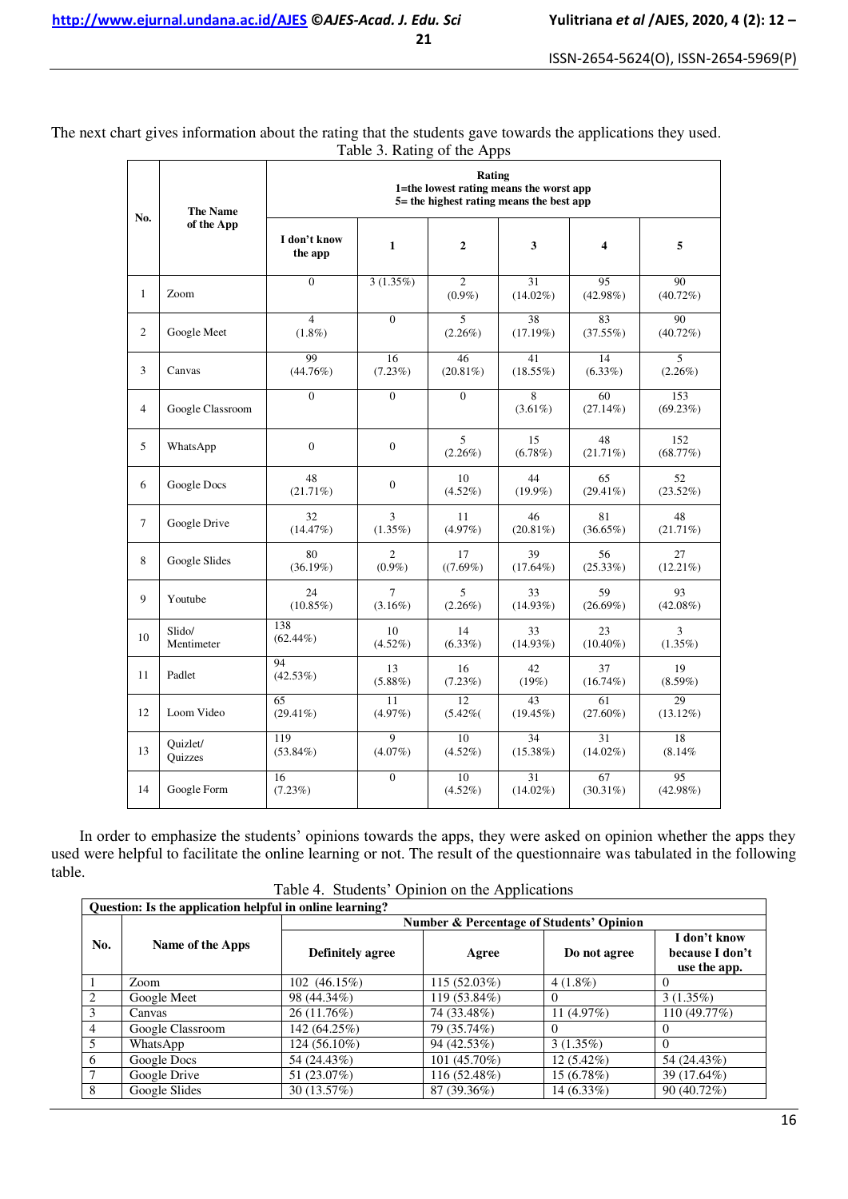The next chart gives information about the rating that the students gave towards the applications they used.

Table 3. Rating of the Apps

| No. | The Name of the App | Rating 1=the lowest rating means the worst app 5= the highest rating means the best app | | | | | |
|---|---|---|---|---|---|---|---|
| | | I don't know the app | 1 | 2 | 3 | 4 | 5 |
| 1 | Zoom | 0 | 3 (1.35%) | 2 (0.9%) | 31 (14.02%) | 95 (42.98%) | 90 (40.72%) |
| 2 | Google Meet | 4 (1.8%) | 0 | 5 (2.26%) | 38 (17.19%) | 83 (37.55%) | 90 (40.72%) |
| 3 | Canvas | 99 (44.76%) | 16 (7.23%) | 46 (20.81%) | 41 (18.55%) | 14 (6.33%) | 5 (2.26%) |
| 4 | Google Classroom | 0 | 0 | 0 | 8 (3.61%) | 60 (27.14%) | 153 (69.23%) |
| 5 | WhatsApp | 0 | 0 | 5 (2.26%) | 15 (6.78%) | 48 (21.71%) | 152 (68.77%) |
| 6 | Google Docs | 48 (21.71%) | 0 | 10 (4.52%) | 44 (19.9%) | 65 (29.41%) | 52 (23.52%) |
| 7 | Google Drive | 32 (14.47%) | 3 (1.35%) | 11 (4.97%) | 46 (20.81%) | 81 (36.65%) | 48 (21.71%) |
| 8 | Google Slides | 80 (36.19%) | 2 (0.9%) | 17 ((7.69%) | 39 (17.64%) | 56 (25.33%) | 27 (12.21%) |
| 9 | Youtube | 24 (10.85%) | 7 (3.16%) | 5 (2.26%) | 33 (14.93%) | 59 (26.69%) | 93 (42.08%) |
| 10 | Slido/ Mentimeter | 138 (62.44%) | 10 (4.52%) | 14 (6.33%) | 33 (14.93%) | 23 (10.40%) | 3 (1.35%) |
| 11 | Padlet | 94 (42.53%) | 13 (5.88%) | 16 (7.23%) | 42 (19%) | 37 (16.74%) | 19 (8.59%) |
| 12 | Loom Video | 65 (29.41%) | 11 (4.97%) | 12 (5.42%( | 43 (19.45%) | 61 (27.60%) | 29 (13.12%) |
| 13 | Quizlet/ Quizzes | 119 (53.84%) | 9 (4.07%) | 10 (4.52%) | 34 (15.38%) | 31 (14.02%) | 18 (8.14% |
| 14 | Google Form | 16 (7.23%) | 0 | 10 (4.52%) | 31 (14.02%) | 67 (30.31%) | 95 (42.98%) |

In order to emphasize the students' opinions towards the apps, they were asked on opinion whether the apps they used were helpful to facilitate the online learning or not. The result of the questionnaire was tabulated in the following table.

Table 4. Students' Opinion on the Applications

| Question: Is the application helpful in online learning? | | | | | |
|---|---|---|---|---|---|
| No. | Name of the Apps | Number & Percentage of Students' Opinion | | | |
| | | Definitely agree | Agree | Do not agree | I don't know because I don't use the app. |
| 1 | Zoom | 102 (46.15%) | 115 (52.03%) | 4 (1.8%) | 0 |
| 2 | Google Meet | 98 (44.34%) | 119 (53.84%) | 0 | 3 (1.35%) |
| 3 | Canvas | 26 (11.76%) | 74 (33.48%) | 11 (4.97%) | 110 (49.77%) |
| 4 | Google Classroom | 142 (64.25%) | 79 (35.74%) | 0 | 0 |
| 5 | WhatsApp | 124 (56.10%) | 94 (42.53%) | 3 (1.35%) | 0 |
| 6 | Google Docs | 54 (24.43%) | 101 (45.70%) | 12 (5.42%) | 54 (24.43%) |
| 7 | Google Drive | 51 (23.07%) | 116 (52.48%) | 15 (6.78%) | 39 (17.64%) |
| 8 | Google Slides | 30 (13.57%) | 87 (39.36%) | 14 (6.33%) | 90 (40.72%) |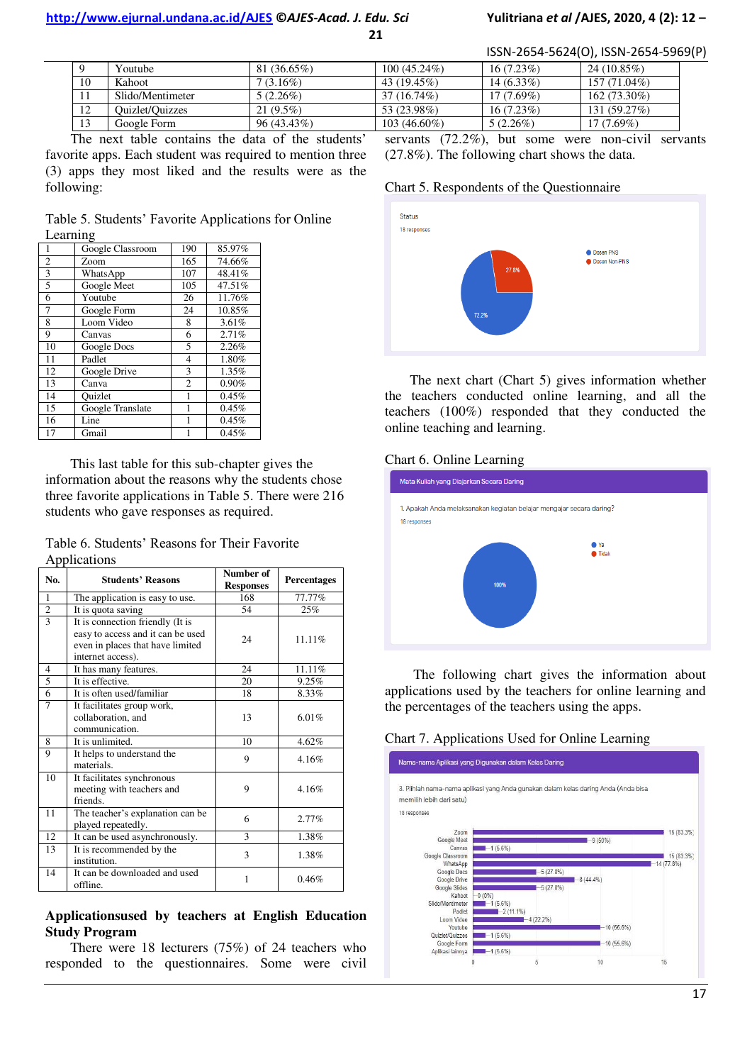| 9 | Youtube | 81 (36.65%) | 100 (45.24%) | 16 (7.23%) | 24 (10.85%) |
|---|---|---|---|---|---|
| 10 | Kahoot | 7 (3.16%) | 43 (19.45%) | 14 (6.33%) | 157 (71.04%) |
| 11 | Slido/Mentimeter | 5 (2.26%) | 37 (16.74%) | 17 (7.69%) | 162 (73.30%) |
| 12 | Quizlet/Quizzes | 21 (9.5%) | 53 (23.98%) | 16 (7.23%) | 131 (59.27%) |
| 13 | Google Form | 96 (43.43%) | 103 (46.60%) | 5 (2.26%) | 17 (7.69%) |

The next table contains the data of the students' favorite apps. Each student was required to mention three (3) apps they most liked and the results were as the following:

Table 5. Students' Favorite Applications for Online Learning

| 1 | Google Classroom | 190 | 85.97% |
|---|---|---|---|
| 2 | Zoom | 165 | 74.66% |
| 3 | WhatsApp | 107 | 48.41% |
| 5 | Google Meet | 105 | 47.51% |
| 6 | Youtube | 26 | 11.76% |
| 7 | Google Form | 24 | 10.85% |
| 8 | Loom Video | 8 | 3.61% |
| 9 | Canvas | 6 | 2.71% |
| 10 | Google Docs | 5 | 2.26% |
| 11 | Padlet | 4 | 1.80% |
| 12 | Google Drive | 3 | 1.35% |
| 13 | Canva | 2 | 0.90% |
| 14 | Quizlet | 1 | 0.45% |
| 15 | Google Translate | 1 | 0.45% |
| 16 | Line | 1 | 0.45% |
| 17 | Gmail | 1 | 0.45% |

This last table for this sub-chapter gives the information about the reasons why the students chose three favorite applications in Table 5. There were 216 students who gave responses as required.

Table 6. Students' Reasons for Their Favorite Applications

| No. | Students' Reasons | Number of Responses | Percentages |
|---|---|---|---|
| 1 | The application is easy to use. | 168 | 77.77% |
| 2 | It is quota saving | 54 | 25% |
| 3 | It is connection friendly (It is easy to access and it can be used even in places that have limited internet access). | 24 | 11.11% |
| 4 | It has many features. | 24 | 11.11% |
| 5 | It is effective. | 20 | 9.25% |
| 6 | It is often used/familiar | 18 | 8.33% |
| 7 | It facilitates group work, collaboration, and communication. | 13 | 6.01% |
| 8 | It is unlimited. | 10 | 4.62% |
| 9 | It helps to understand the materials. | 9 | 4.16% |
| 10 | It facilitates synchronous meeting with teachers and friends. | 9 | 4.16% |
| 11 | The teacher's explanation can be played repeatedly. | 6 | 2.77% |
| 12 | It can be used asynchronously. | 3 | 1.38% |
| 13 | It is recommended by the institution. | 3 | 1.38% |
| 14 | It can be downloaded and used offline. | 1 | 0.46% |

## Applicationsused by teachers at English Education Study Program

There were 18 lecturers (75%) of 24 teachers who responded to the questionnaires. Some were civil servants (72.2%), but some were non-civil servants (27.8%). The following chart shows the data.

Chart 5. Respondents of the Questionnaire

The next chart (Chart 5) gives information whether the teachers conducted online learning, and all the teachers (100%) responded that they conducted the online teaching and learning.

Chart 6. Online Learning

The following chart gives the information about applications used by the teachers for online learning and the percentages of the teachers using the apps.

Chart 7. Applications Used for Online Learning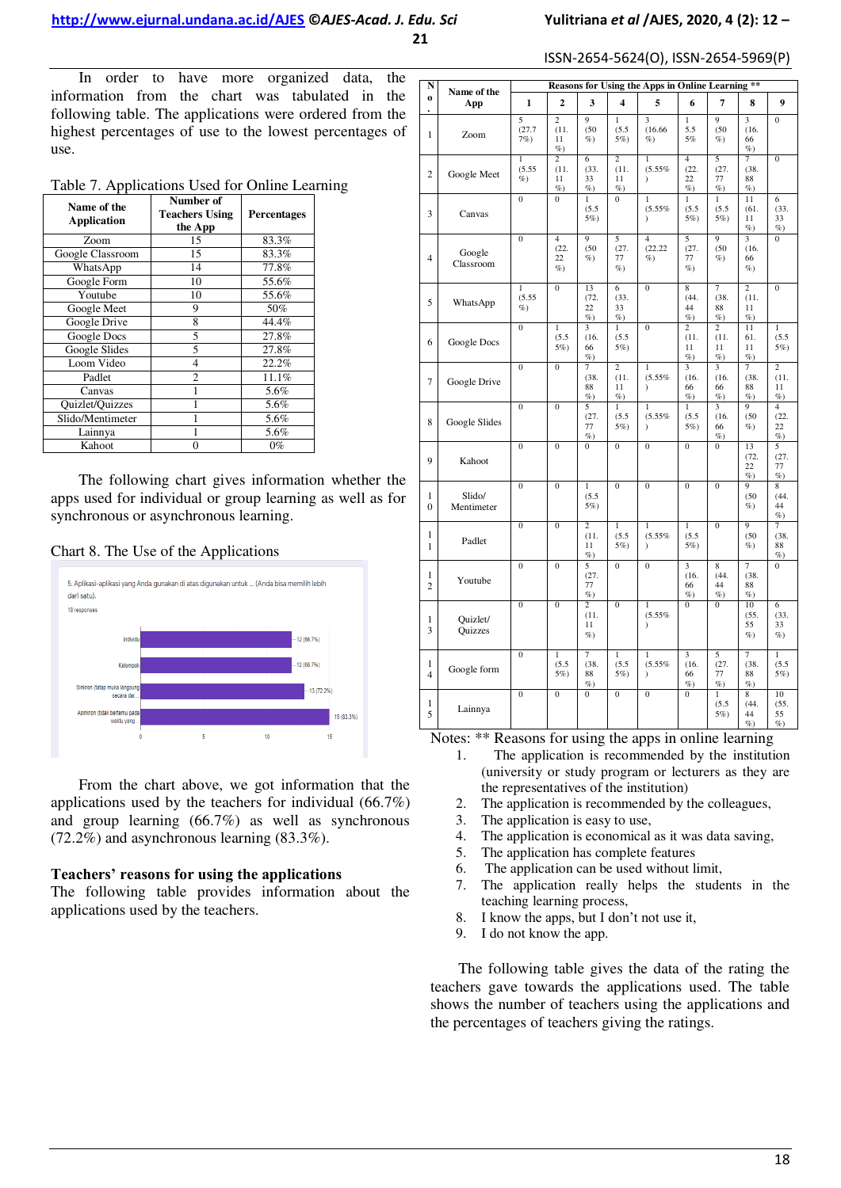In order to have more organized data, the information from the chart was tabulated in the following table. The applications were ordered from the highest percentages of use to the lowest percentages of use.

Table 7. Applications Used for Online Learning

| Name of the Application | Number of Teachers Using the App | Percentages |
|---|---|---|
| Zoom | 15 | 83.3% |
| Google Classroom | 15 | 83.3% |
| WhatsApp | 14 | 77.8% |
| Google Form | 10 | 55.6% |
| Youtube | 10 | 55.6% |
| Google Meet | 9 | 50% |
| Google Drive | 8 | 44.4% |
| Google Docs | 5 | 27.8% |
| Google Slides | 5 | 27.8% |
| Loom Video | 4 | 22.2% |
| Padlet | 2 | 11.1% |
| Canvas | 1 | 5.6% |
| Quizlet/Quizzes | 1 | 5.6% |
| Slido/Mentimeter | 1 | 5.6% |
| Lainnya | 1 | 5.6% |
| Kahoot | 0 | 0% |

The following chart gives information whether the apps used for individual or group learning as well as for synchronous or asynchronous learning.

Chart 8. The Use of the Applications

5. Aplikasi-aplikasi yang Anda gunakan di atas digunakan untuk ... (Anda bisa memilih lebih dari satu).
18 responses

- Individu: 12 (66.7%)
- Kelompok: 12 (66.7%)
- Sinkron (tatap muka langsung secara dar...: 13 (72.2%)
- Asinkron (tidak bertemu pada waktu yang...: 15 (83.3%)

From the chart above, we got information that the applications used by the teachers for individual (66.7%) and group learning (66.7%) as well as synchronous (72.2%) and asynchronous learning (83.3%).

**Teachers' reasons for using the applications**

The following table provides information about the applications used by the teachers.

| No. | Name of the App | Reasons for Using the Apps in Online Learning ** | | | | | | | | |
|---|---|---|---|---|---|---|---|---|---|---|
| | | 1 | 2 | 3 | 4 | 5 | 6 | 7 | 8 | 9 |
| 1 | Zoom | 5 (27.77%) | 2 (11.11%) | 9 (50%) | 1 (5.55%) | 3 (16.66%) | 1 5.55% | 9 (50%) | 3 (16.66%) | 0 |
| 2 | Google Meet | 1 (5.55%) | 2 (11.11%) | 6 (33.33%) | 2 (11.11%) | 1 (5.55%) | 4 (22.22%) | 5 (27.77%) | 7 (38.88%) | 0 |
| 3 | Canvas | 0 | 0 | 1 (5.55%) | 0 | 1 (5.55%) | 1 (5.55%) | 1 (5.55%) | 11 (61.11%) | 6 (33.33%) |
| 4 | Google Classroom | 0 | 4 (22.22%) | 9 (50%) | 5 (27.77%) | 4 (22.22%) | 5 (27.77%) | 9 (50%) | 3 (16.66%) | 0 |
| 5 | WhatsApp | 1 (5.55%) | 0 | 13 (72.22%) | 6 (33.33%) | 0 | 8 (44.44%) | 7 (38.88%) | 2 (11.11%) | 0 |
| 6 | Google Docs | 0 | 1 (5.55%) | 3 (16.66%) | 1 (5.55%) | 0 | 2 (11.11%) | 2 (11.11%) | 11 (61.11%) | 1 (5.55%) |
| 7 | Google Drive | 0 | 0 | 7 (38.88%) | 2 (11.11%) | 1 (5.55%) | 3 (16.66%) | 3 (16.66%) | 7 (38.88%) | 2 (11.11%) |
| 8 | Google Slides | 0 | 0 | 5 (27.77%) | 1 (5.55%) | 1 (5.55%) | 1 (5.55%) | 3 (16.66%) | 9 (50%) | 4 (22.22%) |
| 9 | Kahoot | 0 | 0 | 0 | 0 | 0 | 0 | 0 | 13 (72.22%) | 5 (27.77%) |
| 10 | Slido/ Mentimeter | 0 | 0 | 1 (5.55%) | 0 | 0 | 0 | 0 | 9 (50%) | 8 (44.44%) |
| 11 | Padlet | 0 | 0 | 2 (11.11%) | 1 (5.55%) | 1 (5.55%) | 1 (5.55%) | 0 | 9 (50%) | 7 (38.88%) |
| 12 | Youtube | 0 | 0 | 5 (27.77%) | 0 | 0 | 3 (16.66%) | 8 (44.44%) | 7 (38.88%) | 0 |
| 13 | Quizlet/ Quizzes | 0 | 0 | 2 (11.11%) | 0 | 1 (5.55%) | 0 | 0 | 10 (55.55%) | 6 (33.33%) |
| 14 | Google form | 0 | 1 (5.55%) | 7 (38.88%) | 1 (5.55%) | 1 (5.55%) | 3 (16.66%) | 5 (27.77%) | 7 (38.88%) | 1 (5.55%) |
| 15 | Lainnya | 0 | 0 | 0 | 0 | 0 | 0 | 1 (5.55%) | 8 (44.44%) | 10 (55.55%) |

Notes: ** Reasons for using the apps in online learning

1. The application is recommended by the institution (university or study program or lecturers as they are the representatives of the institution)
2. The application is recommended by the colleagues,
3. The application is easy to use,
4. The application is economical as it was data saving,
5. The application has complete features
6. The application can be used without limit,
7. The application really helps the students in the teaching learning process,
8. I know the apps, but I don't not use it,
9. I do not know the app.

The following table gives the data of the rating the teachers gave towards the applications used. The table shows the number of teachers using the applications and the percentages of teachers giving the ratings.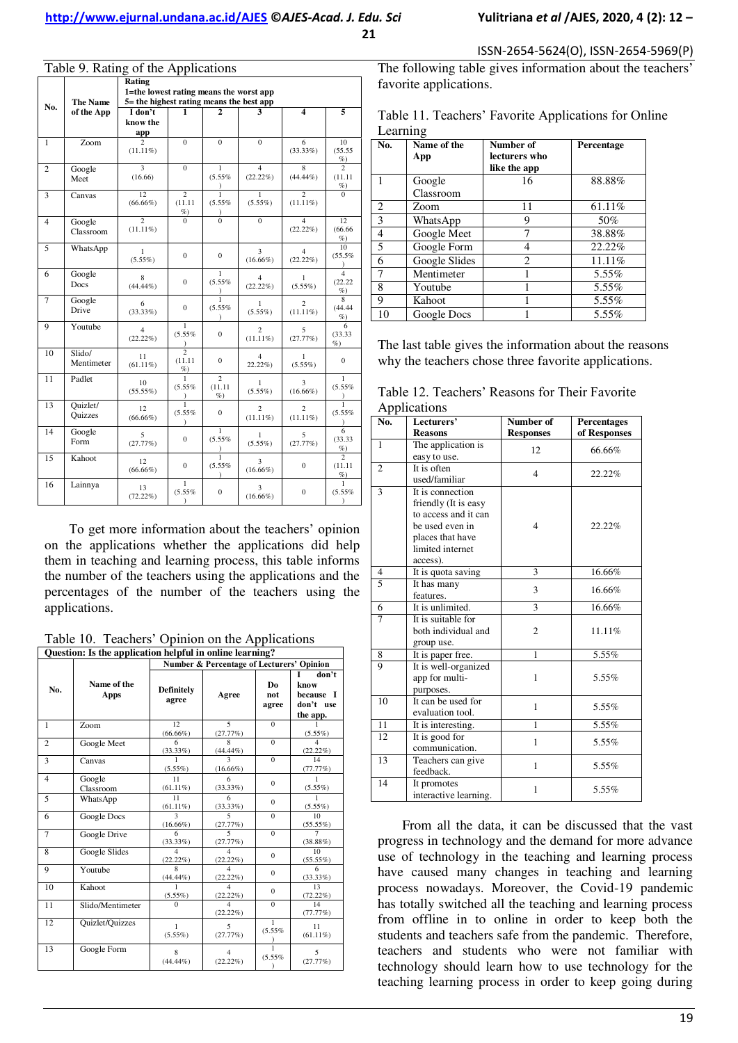Table 9. Rating of the Applications

| No. | The Name of the App | Rating 1=the lowest rating means the worst app 5= the highest rating means the best app | | | | | |
|---|---|---|---|---|---|---|---|
| | | I don't know the app | 1 | 2 | 3 | 4 | 5 |
| 1 | Zoom | 2 (11.11%) | 0 | 0 | 0 | 6 (33.33%) | 10 (55.55 %) |
| 2 | Google Meet | 3 (16.66) | 0 | 1 (5.55%) | 4 (22.22%) | 8 (44.44%) | 2 (11.11 %) |
| 3 | Canvas | 12 (66.66%) | 2 (11.11 %) | 1 (5.55%) | 1 (5.55%) | 2 (11.11%) | 0 |
| 4 | Google Classroom | 2 (11.11%) | 0 | 0 | 0 | 4 (22.22%) | 12 (66.66 %) |
| 5 | WhatsApp | 1 (5.55%) | 0 | 0 | 3 (16.66%) | 4 (22.22%) | 10 (55.5% ) |
| 6 | Google Docs | 8 (44.44%) | 0 | 1 (5.55%) | 4 (22.22%) | 1 (5.55%) | 4 (22.22 %) |
| 7 | Google Drive | 6 (33.33%) | 0 | 1 (5.55%) | 1 (5.55%) | 2 (11.11%) | 8 (44.44 %) |
| 9 | Youtube | 4 (22.22%) | 1 (5.55%) | 0 | 2 (11.11%) | 5 (27.77%) | 6 (33.33 %) |
| 10 | Slido/ Mentimeter | 11 (61.11%) | 2 (11.11 %) | 0 | 4 22.22%) | 1 (5.55%) | 0 |
| 11 | Padlet | 10 (55.55%) | 1 (5.55%) | 2 (11.11 %) | 1 (5.55%) | 3 (16.66%) | 1 (5.55%) |
| 13 | Quizlet/ Quizzes | 12 (66.66%) | 1 (5.55%) | 0 | 2 (11.11%) | 2 (11.11%) | 1 (5.55%) |
| 14 | Google Form | 5 (27.77%) | 0 | 1 (5.55%) | 1 (5.55%) | 5 (27.77%) | 6 (33.33 %) |
| 15 | Kahoot | 12 (66.66%) | 0 | 1 (5.55%) | 3 (16.66%) | 0 | 2 (11.11 %) |
| 16 | Lainnya | 13 (72.22%) | 1 (5.55%) | 0 | 3 (16.66%) | 0 | 1 (5.55%) |

To get more information about the teachers' opinion on the applications whether the applications did help them in teaching and learning process, this table informs the number of the teachers using the applications and the percentages of the number of the teachers using the applications.

Table 10. Teachers' Opinion on the Applications

| Question: Is the application helpful in online learning? | | | | | |
|---|---|---|---|---|---|
| No. | Name of the Apps | Number & Percentage of Lecturers' Opinion | | | |
| | | Definitely agree | Agree | Do not agree | I don't know because I don't use the app. |
| 1 | Zoom | 12 (66.66%) | 5 (27.77%) | 0 | 1 (5.55%) |
| 2 | Google Meet | 6 (33.33%) | 8 (44.44%) | 0 | 4 (22.22%) |
| 3 | Canvas | 1 (5.55%) | 3 (16.66%) | 0 | 14 (77.77%) |
| 4 | Google Classroom | 11 (61.11%) | 6 (33.33%) | 0 | 1 (5.55%) |
| 5 | WhatsApp | 11 (61.11%) | 6 (33.33%) | 0 | 1 (5.55%) |
| 6 | Google Docs | 3 (16.66%) | 5 (27.77%) | 0 | 10 (55.55%) |
| 7 | Google Drive | 6 (33.33%) | 5 (27.77%) | 0 | 7 (38.88%) |
| 8 | Google Slides | 4 (22.22%) | 4 (22.22%) | 0 | 10 (55.55%) |
| 9 | Youtube | 8 (44.44%) | 4 (22.22%) | 0 | 6 (33.33%) |
| 10 | Kahoot | 1 (5.55%) | 4 (22.22%) | 0 | 13 (72.22%) |
| 11 | Slido/Mentimeter | 0 | 4 (22.22%) | 0 | 14 (77.77%) |
| 12 | Quizlet/Quizzes | 1 (5.55%) | 5 (27.77%) | 1 (5.55%) | 11 (61.11%) |
| 13 | Google Form | 8 (44.44%) | 4 (22.22%) | 1 (5.55%) | 5 (27.77%) |

The following table gives information about the teachers' favorite applications.

Table 11. Teachers' Favorite Applications for Online Learning

| No. | Name of the App | Number of lecturers who like the app | Percentage |
|---|---|---|---|
| 1 | Google Classroom | 16 | 88.88% |
| 2 | Zoom | 11 | 61.11% |
| 3 | WhatsApp | 9 | 50% |
| 4 | Google Meet | 7 | 38.88% |
| 5 | Google Form | 4 | 22.22% |
| 6 | Google Slides | 2 | 11.11% |
| 7 | Mentimeter | 1 | 5.55% |
| 8 | Youtube | 1 | 5.55% |
| 9 | Kahoot | 1 | 5.55% |
| 10 | Google Docs | 1 | 5.55% |

The last table gives the information about the reasons why the teachers chose three favorite applications.

Table 12. Teachers' Reasons for Their Favorite Applications

| No. | Lecturers' Reasons | Number of Responses | Percentages of Responses |
|---|---|---|---|
| 1 | The application is easy to use. | 12 | 66.66% |
| 2 | It is often used/familiar | 4 | 22.22% |
| 3 | It is connection friendly (It is easy to access and it can be used even in places that have limited internet access). | 4 | 22.22% |
| 4 | It is quota saving | 3 | 16.66% |
| 5 | It has many features. | 3 | 16.66% |
| 6 | It is unlimited. | 3 | 16.66% |
| 7 | It is suitable for both individual and group use. | 2 | 11.11% |
| 8 | It is paper free. | 1 | 5.55% |
| 9 | It is well-organized app for multi-purposes. | 1 | 5.55% |
| 10 | It can be used for evaluation tool. | 1 | 5.55% |
| 11 | It is interesting. | 1 | 5.55% |
| 12 | It is good for communication. | 1 | 5.55% |
| 13 | Teachers can give feedback. | 1 | 5.55% |
| 14 | It promotes interactive learning. | 1 | 5.55% |

From all the data, it can be discussed that the vast progress in technology and the demand for more advance use of technology in the teaching and learning process have caused many changes in teaching and learning process nowadays. Moreover, the Covid-19 pandemic has totally switched all the teaching and learning process from offline in to online in order to keep both the students and teachers safe from the pandemic. Therefore, teachers and students who were not familiar with technology should learn how to use technology for the teaching learning process in order to keep going during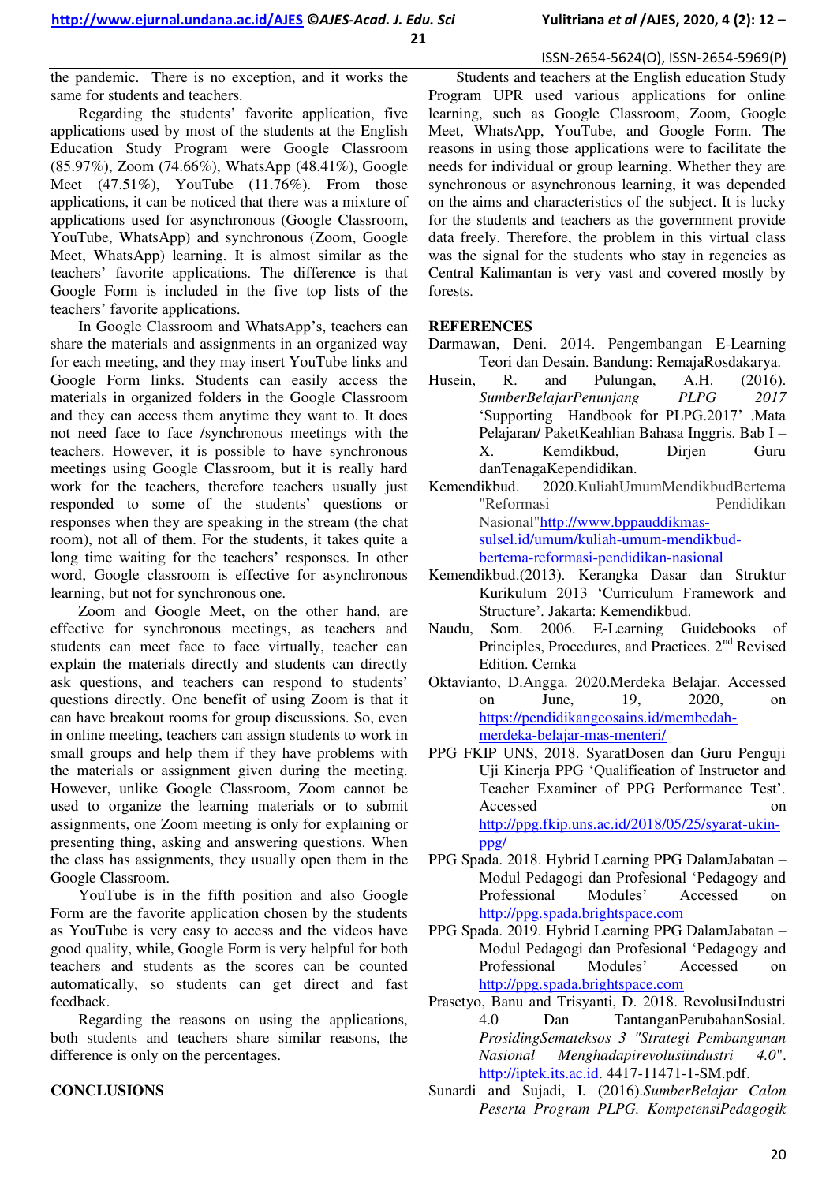the pandemic. There is no exception, and it works the same for students and teachers.

Regarding the students' favorite application, five applications used by most of the students at the English Education Study Program were Google Classroom (85.97%), Zoom (74.66%), WhatsApp (48.41%), Google Meet (47.51%), YouTube (11.76%). From those applications, it can be noticed that there was a mixture of applications used for asynchronous (Google Classroom, YouTube, WhatsApp) and synchronous (Zoom, Google Meet, WhatsApp) learning. It is almost similar as the teachers' favorite applications. The difference is that Google Form is included in the five top lists of the teachers' favorite applications.

In Google Classroom and WhatsApp's, teachers can share the materials and assignments in an organized way for each meeting, and they may insert YouTube links and Google Form links. Students can easily access the materials in organized folders in the Google Classroom and they can access them anytime they want to. It does not need face to face /synchronous meetings with the teachers. However, it is possible to have synchronous meetings using Google Classroom, but it is really hard work for the teachers, therefore teachers usually just responded to some of the students' questions or responses when they are speaking in the stream (the chat room), not all of them. For the students, it takes quite a long time waiting for the teachers' responses. In other word, Google classroom is effective for asynchronous learning, but not for synchronous one.

Zoom and Google Meet, on the other hand, are effective for synchronous meetings, as teachers and students can meet face to face virtually, teacher can explain the materials directly and students can directly ask questions, and teachers can respond to students' questions directly. One benefit of using Zoom is that it can have breakout rooms for group discussions. So, even in online meeting, teachers can assign students to work in small groups and help them if they have problems with the materials or assignment given during the meeting. However, unlike Google Classroom, Zoom cannot be used to organize the learning materials or to submit assignments, one Zoom meeting is only for explaining or presenting thing, asking and answering questions. When the class has assignments, they usually open them in the Google Classroom.

YouTube is in the fifth position and also Google Form are the favorite application chosen by the students as YouTube is very easy to access and the videos have good quality, while, Google Form is very helpful for both teachers and students as the scores can be counted automatically, so students can get direct and fast feedback.

Regarding the reasons on using the applications, both students and teachers share similar reasons, the difference is only on the percentages.

## CONCLUSIONS

Students and teachers at the English education Study Program UPR used various applications for online learning, such as Google Classroom, Zoom, Google Meet, WhatsApp, YouTube, and Google Form. The reasons in using those applications were to facilitate the needs for individual or group learning. Whether they are synchronous or asynchronous learning, it was depended on the aims and characteristics of the subject. It is lucky for the students and teachers as the government provide data freely. Therefore, the problem in this virtual class was the signal for the students who stay in regencies as Central Kalimantan is very vast and covered mostly by forests.

## REFERENCES

Darmawan, Deni. 2014. Pengembangan E-Learning Teori dan Desain. Bandung: RemajaRosdakarya.

Husein, R. and Pulungan, A.H. (2016). *SumberBelajarPenunjang PLPG 2017* 'Supporting Handbook for PLPG.2017' .Mata Pelajaran/ PaketKeahlian Bahasa Inggris. Bab I – X. Kemdikbud, Dirjen Guru danTenagaKependidikan.

Kemendikbud. 2020.KuliahUmumMendikbudBertema "Reformasi Pendidikan Nasional"http://www.bppauddikmas-sulsel.id/umum/kuliah-umum-mendikbud-bertema-reformasi-pendidikan-nasional

Kemendikbud.(2013). Kerangka Dasar dan Struktur Kurikulum 2013 'Curriculum Framework and Structure'. Jakarta: Kemendikbud.

Naudu, Som. 2006. E-Learning Guidebooks of Principles, Procedures, and Practices. 2nd Revised Edition. Cemka

Oktavianto, D.Angga. 2020.Merdeka Belajar. Accessed on June, 19, 2020, on https://pendidikangeosains.id/membedah-merdeka-belajar-mas-menteri/

PPG FKIP UNS, 2018. SyaratDosen dan Guru Penguji Uji Kinerja PPG 'Qualification of Instructor and Teacher Examiner of PPG Performance Test'. Accessed on http://ppg.fkip.uns.ac.id/2018/05/25/syarat-ukin-ppg/

PPG Spada. 2018. Hybrid Learning PPG DalamJabatan – Modul Pedagogi dan Profesional 'Pedagogy and Professional Modules' Accessed on http://ppg.spada.brightspace.com

PPG Spada. 2019. Hybrid Learning PPG DalamJabatan – Modul Pedagogi dan Profesional 'Pedagogy and Professional Modules' Accessed on http://ppg.spada.brightspace.com

Prasetyo, Banu and Trisyanti, D. 2018. RevolusiIndustri 4.0 Dan TantanganPerubahanSosial. *ProsidingSemateksos 3 "Strategi Pembangunan Nasional Menghadapirevolusiindustri 4.0"*. http://iptek.its.ac.id. 4417-11471-1-SM.pdf.

Sunardi and Sujadi, I. (2016).*SumberBelajar Calon Peserta Program PLPG. KompetensiPedagogik*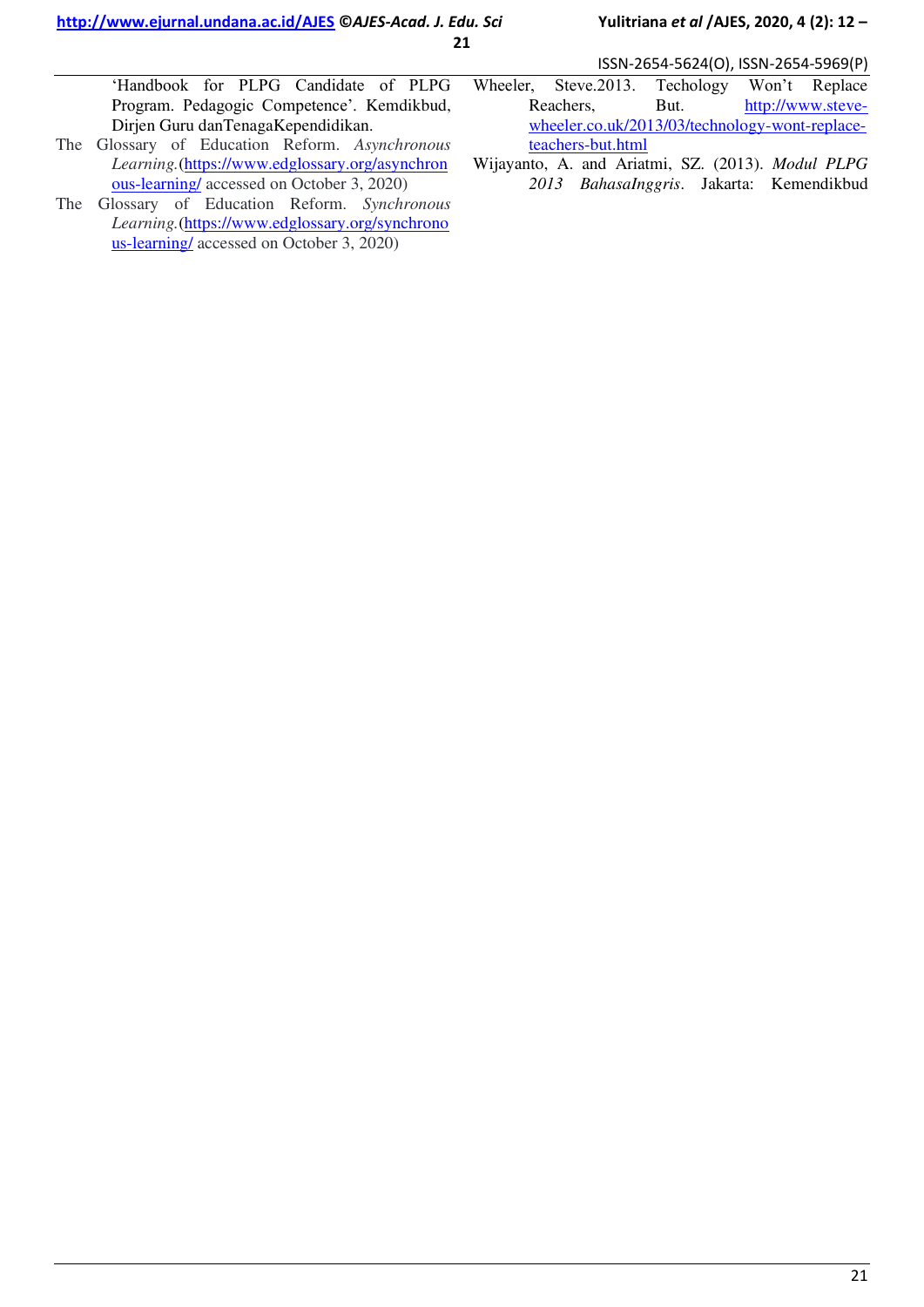'Handbook for PLPG Candidate of PLPG Program. Pedagogic Competence'. Kemdikbud, Dirjen Guru danTenagaKependidikan.

The Glossary of Education Reform. *Asynchronous Learning.*(https://www.edglossary.org/asynchronous-learning/ accessed on October 3, 2020)

The Glossary of Education Reform. *Synchronous Learning.*(https://www.edglossary.org/synchronous-learning/ accessed on October 3, 2020)

Wheeler, Steve.2013. Techology Won't Replace Reachers, But. http://www.steve-wheeler.co.uk/2013/03/technology-wont-replace-teachers-but.html

Wijayanto, A. and Ariatmi, SZ. (2013). *Modul PLPG 2013 BahasaInggris*. Jakarta: Kemendikbud